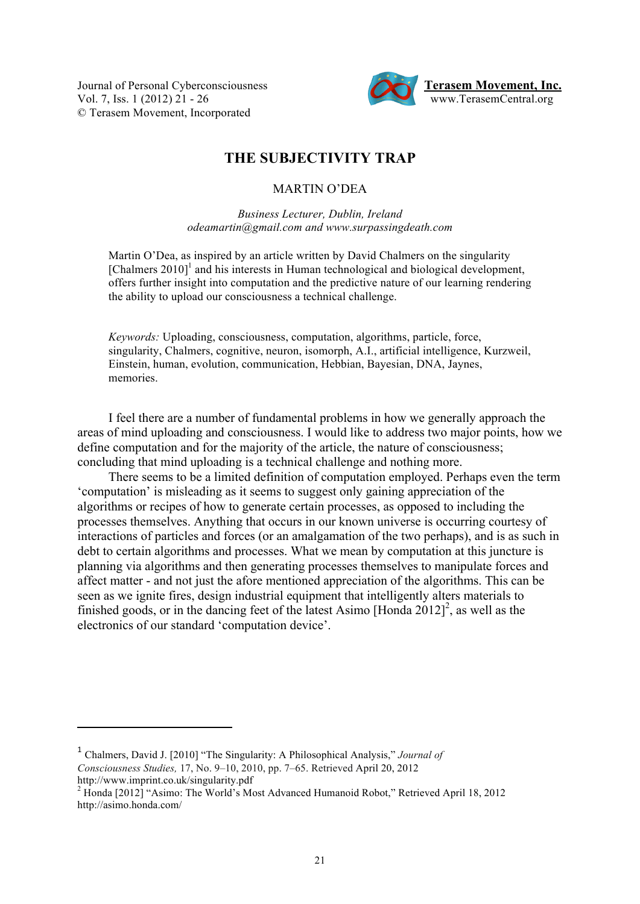# THE SUBJECTIVITY TRAP

MARTIN O'DEA

*Business Lecturer, Dublin, Ireland*
*odeamartin@gmail.com and www.surpassingdeath.com*

Martin O'Dea, as inspired by an article written by David Chalmers on the singularity [Chalmers 2010][1] and his interests in Human technological and biological development, offers further insight into computation and the predictive nature of our learning rendering the ability to upload our consciousness a technical challenge.

*Keywords:* Uploading, consciousness, computation, algorithms, particle, force, singularity, Chalmers, cognitive, neuron, isomorph, A.I., artificial intelligence, Kurzweil, Einstein, human, evolution, communication, Hebbian, Bayesian, DNA, Jaynes, memories.

I feel there are a number of fundamental problems in how we generally approach the areas of mind uploading and consciousness. I would like to address two major points, how we define computation and for the majority of the article, the nature of consciousness; concluding that mind uploading is a technical challenge and nothing more.

There seems to be a limited definition of computation employed. Perhaps even the term 'computation' is misleading as it seems to suggest only gaining appreciation of the algorithms or recipes of how to generate certain processes, as opposed to including the processes themselves. Anything that occurs in our known universe is occurring courtesy of interactions of particles and forces (or an amalgamation of the two perhaps), and is as such in debt to certain algorithms and processes. What we mean by computation at this juncture is planning via algorithms and then generating processes themselves to manipulate forces and affect matter - and not just the afore mentioned appreciation of the algorithms. This can be seen as we ignite fires, design industrial equipment that intelligently alters materials to finished goods, or in the dancing feet of the latest Asimo [Honda 2012][2], as well as the electronics of our standard 'computation device'.

---

[1] Chalmers, David J. [2010] "The Singularity: A Philosophical Analysis," *Journal of Consciousness Studies,* 17, No. 9–10, 2010, pp. 7–65. Retrieved April 20, 2012 http://www.imprint.co.uk/singularity.pdf

[2] Honda [2012] "Asimo: The World's Most Advanced Humanoid Robot," Retrieved April 18, 2012 http://asimo.honda.com/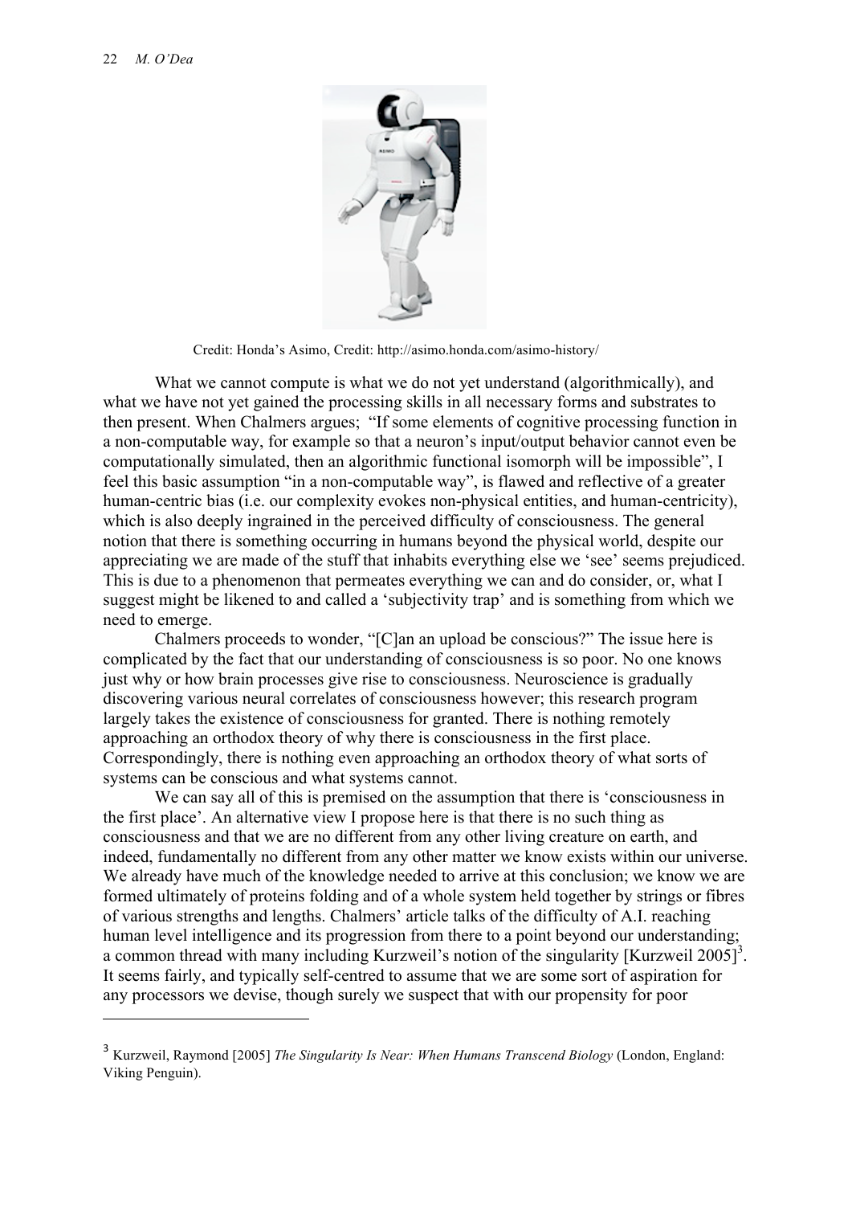Credit: Honda's Asimo, Credit: http://asimo.honda.com/asimo-history/

What we cannot compute is what we do not yet understand (algorithmically), and what we have not yet gained the processing skills in all necessary forms and substrates to then present. When Chalmers argues; "If some elements of cognitive processing function in a non-computable way, for example so that a neuron's input/output behavior cannot even be computationally simulated, then an algorithmic functional isomorph will be impossible", I feel this basic assumption "in a non-computable way", is flawed and reflective of a greater human-centric bias (i.e. our complexity evokes non-physical entities, and human-centricity), which is also deeply ingrained in the perceived difficulty of consciousness. The general notion that there is something occurring in humans beyond the physical world, despite our appreciating we are made of the stuff that inhabits everything else we 'see' seems prejudiced. This is due to a phenomenon that permeates everything we can and do consider, or, what I suggest might be likened to and called a 'subjectivity trap' and is something from which we need to emerge.

Chalmers proceeds to wonder, "[C]an an upload be conscious?" The issue here is complicated by the fact that our understanding of consciousness is so poor. No one knows just why or how brain processes give rise to consciousness. Neuroscience is gradually discovering various neural correlates of consciousness however; this research program largely takes the existence of consciousness for granted. There is nothing remotely approaching an orthodox theory of why there is consciousness in the first place. Correspondingly, there is nothing even approaching an orthodox theory of what sorts of systems can be conscious and what systems cannot.

We can say all of this is premised on the assumption that there is 'consciousness in the first place'. An alternative view I propose here is that there is no such thing as consciousness and that we are no different from any other living creature on earth, and indeed, fundamentally no different from any other matter we know exists within our universe. We already have much of the knowledge needed to arrive at this conclusion; we know we are formed ultimately of proteins folding and of a whole system held together by strings or fibres of various strengths and lengths. Chalmers' article talks of the difficulty of A.I. reaching human level intelligence and its progression from there to a point beyond our understanding; a common thread with many including Kurzweil's notion of the singularity [Kurzweil 2005][3]. It seems fairly, and typically self-centred to assume that we are some sort of aspiration for any processors we devise, though surely we suspect that with our propensity for poor

[3] Kurzweil, Raymond [2005] *The Singularity Is Near: When Humans Transcend Biology* (London, England: Viking Penguin).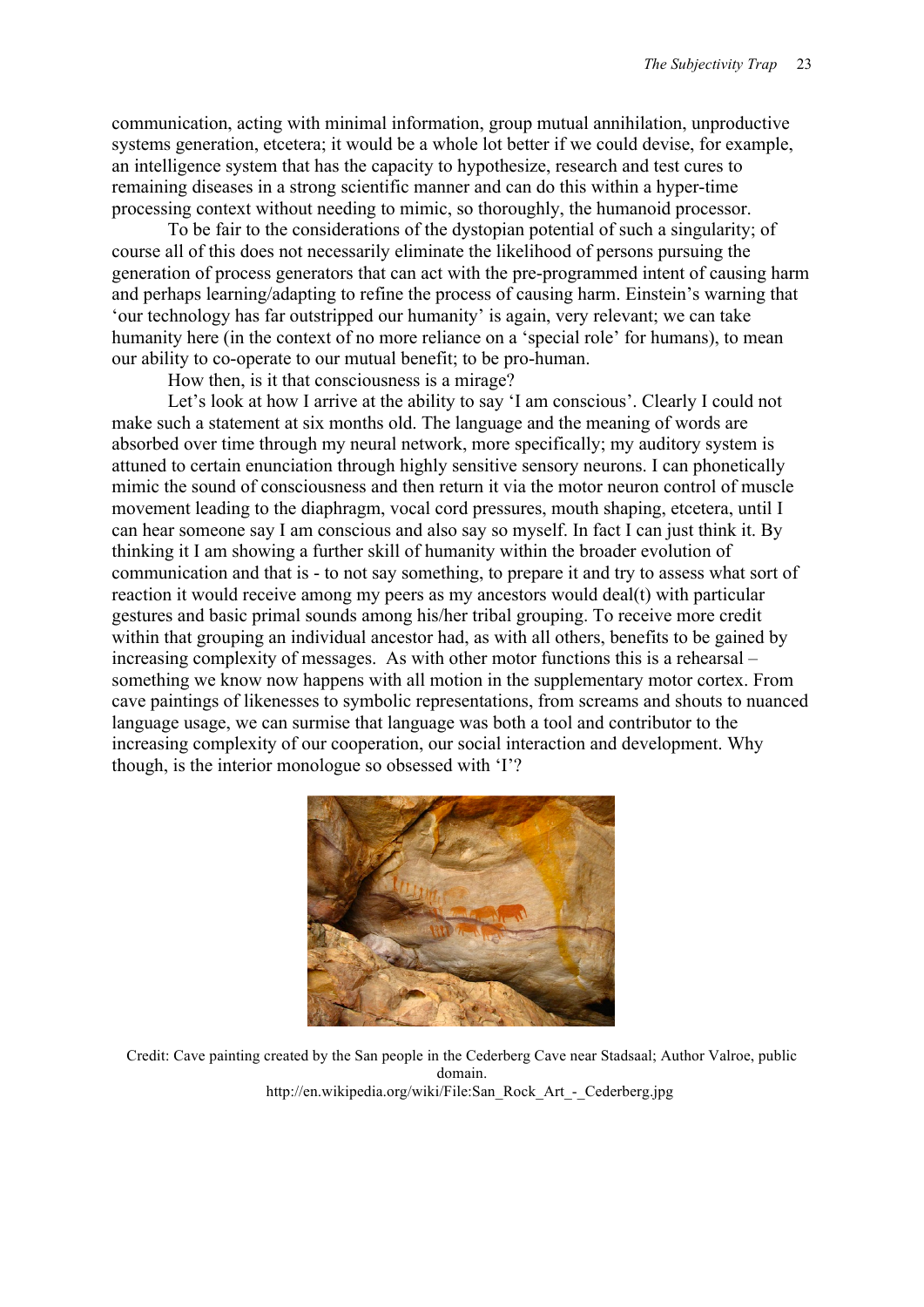communication, acting with minimal information, group mutual annihilation, unproductive systems generation, etcetera; it would be a whole lot better if we could devise, for example, an intelligence system that has the capacity to hypothesize, research and test cures to remaining diseases in a strong scientific manner and can do this within a hyper-time processing context without needing to mimic, so thoroughly, the humanoid processor.

To be fair to the considerations of the dystopian potential of such a singularity; of course all of this does not necessarily eliminate the likelihood of persons pursuing the generation of process generators that can act with the pre-programmed intent of causing harm and perhaps learning/adapting to refine the process of causing harm. Einstein's warning that 'our technology has far outstripped our humanity' is again, very relevant; we can take humanity here (in the context of no more reliance on a 'special role' for humans), to mean our ability to co-operate to our mutual benefit; to be pro-human.

How then, is it that consciousness is a mirage?

Let's look at how I arrive at the ability to say 'I am conscious'. Clearly I could not make such a statement at six months old. The language and the meaning of words are absorbed over time through my neural network, more specifically; my auditory system is attuned to certain enunciation through highly sensitive sensory neurons. I can phonetically mimic the sound of consciousness and then return it via the motor neuron control of muscle movement leading to the diaphragm, vocal cord pressures, mouth shaping, etcetera, until I can hear someone say I am conscious and also say so myself. In fact I can just think it. By thinking it I am showing a further skill of humanity within the broader evolution of communication and that is - to not say something, to prepare it and try to assess what sort of reaction it would receive among my peers as my ancestors would deal(t) with particular gestures and basic primal sounds among his/her tribal grouping. To receive more credit within that grouping an individual ancestor had, as with all others, benefits to be gained by increasing complexity of messages. As with other motor functions this is a rehearsal – something we know now happens with all motion in the supplementary motor cortex. From cave paintings of likenesses to symbolic representations, from screams and shouts to nuanced language usage, we can surmise that language was both a tool and contributor to the increasing complexity of our cooperation, our social interaction and development. Why though, is the interior monologue so obsessed with 'I'?

Credit: Cave painting created by the San people in the Cederberg Cave near Stadsaal; Author Valroe, public domain.
http://en.wikipedia.org/wiki/File:San_Rock_Art_-_Cederberg.jpg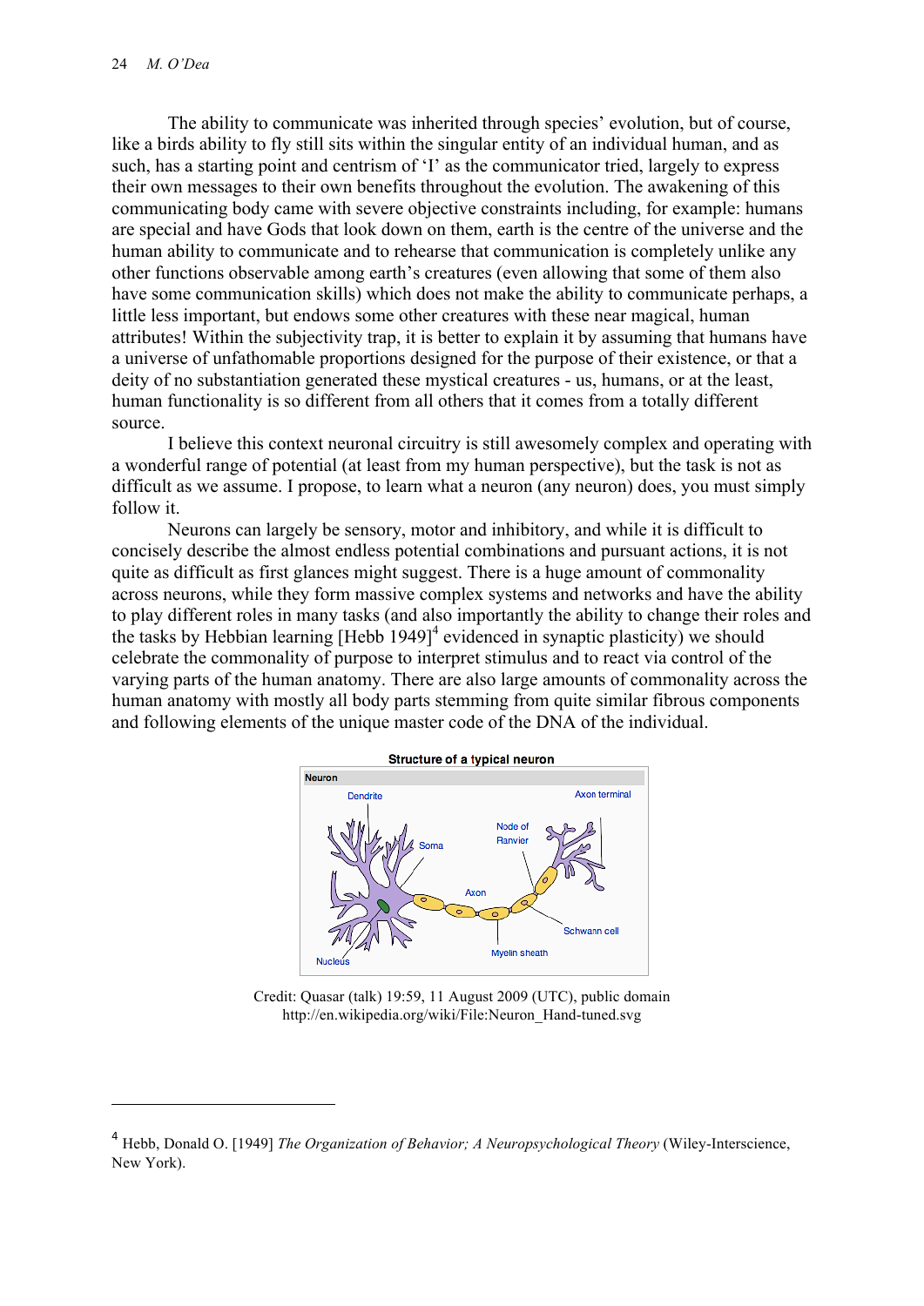The ability to communicate was inherited through species' evolution, but of course, like a birds ability to fly still sits within the singular entity of an individual human, and as such, has a starting point and centrism of 'I' as the communicator tried, largely to express their own messages to their own benefits throughout the evolution. The awakening of this communicating body came with severe objective constraints including, for example: humans are special and have Gods that look down on them, earth is the centre of the universe and the human ability to communicate and to rehearse that communication is completely unlike any other functions observable among earth's creatures (even allowing that some of them also have some communication skills) which does not make the ability to communicate perhaps, a little less important, but endows some other creatures with these near magical, human attributes! Within the subjectivity trap, it is better to explain it by assuming that humans have a universe of unfathomable proportions designed for the purpose of their existence, or that a deity of no substantiation generated these mystical creatures - us, humans, or at the least, human functionality is so different from all others that it comes from a totally different source.

I believe this context neuronal circuitry is still awesomely complex and operating with a wonderful range of potential (at least from my human perspective), but the task is not as difficult as we assume. I propose, to learn what a neuron (any neuron) does, you must simply follow it.

Neurons can largely be sensory, motor and inhibitory, and while it is difficult to concisely describe the almost endless potential combinations and pursuant actions, it is not quite as difficult as first glances might suggest. There is a huge amount of commonality across neurons, while they form massive complex systems and networks and have the ability to play different roles in many tasks (and also importantly the ability to change their roles and the tasks by Hebbian learning [Hebb 1949][4] evidenced in synaptic plasticity) we should celebrate the commonality of purpose to interpret stimulus and to react via control of the varying parts of the human anatomy. There are also large amounts of commonality across the human anatomy with mostly all body parts stemming from quite similar fibrous components and following elements of the unique master code of the DNA of the individual.

**Structure of a typical neuron**

Neuron: Dendrite, Soma, Nucleus, Axon, Node of Ranvier, Axon terminal, Schwann cell, Myelin sheath

Credit: Quasar (talk) 19:59, 11 August 2009 (UTC), public domain
http://en.wikipedia.org/wiki/File:Neuron_Hand-tuned.svg

---

[4] Hebb, Donald O. [1949] *The Organization of Behavior; A Neuropsychological Theory* (Wiley-Interscience, New York).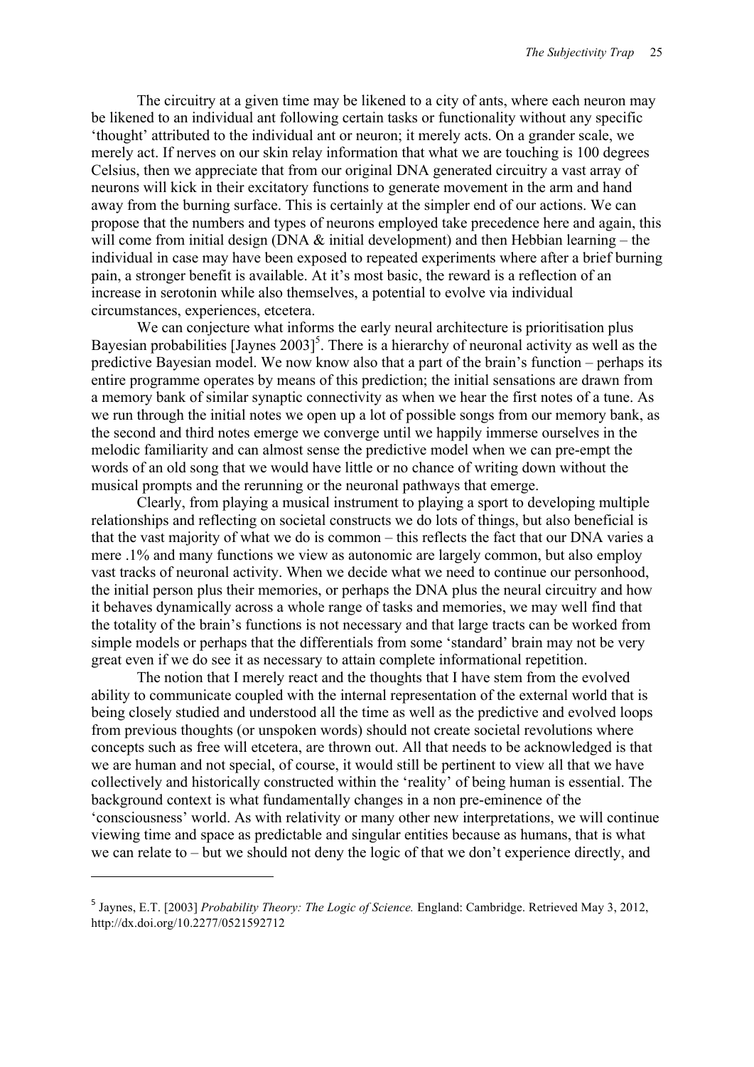The circuitry at a given time may be likened to a city of ants, where each neuron may be likened to an individual ant following certain tasks or functionality without any specific 'thought' attributed to the individual ant or neuron; it merely acts. On a grander scale, we merely act. If nerves on our skin relay information that what we are touching is 100 degrees Celsius, then we appreciate that from our original DNA generated circuitry a vast array of neurons will kick in their excitatory functions to generate movement in the arm and hand away from the burning surface. This is certainly at the simpler end of our actions. We can propose that the numbers and types of neurons employed take precedence here and again, this will come from initial design (DNA & initial development) and then Hebbian learning – the individual in case may have been exposed to repeated experiments where after a brief burning pain, a stronger benefit is available. At it's most basic, the reward is a reflection of an increase in serotonin while also themselves, a potential to evolve via individual circumstances, experiences, etcetera.

We can conjecture what informs the early neural architecture is prioritisation plus Bayesian probabilities [Jaynes 2003][5]. There is a hierarchy of neuronal activity as well as the predictive Bayesian model. We now know also that a part of the brain's function – perhaps its entire programme operates by means of this prediction; the initial sensations are drawn from a memory bank of similar synaptic connectivity as when we hear the first notes of a tune. As we run through the initial notes we open up a lot of possible songs from our memory bank, as the second and third notes emerge we converge until we happily immerse ourselves in the melodic familiarity and can almost sense the predictive model when we can pre-empt the words of an old song that we would have little or no chance of writing down without the musical prompts and the rerunning or the neuronal pathways that emerge.

Clearly, from playing a musical instrument to playing a sport to developing multiple relationships and reflecting on societal constructs we do lots of things, but also beneficial is that the vast majority of what we do is common – this reflects the fact that our DNA varies a mere .1% and many functions we view as autonomic are largely common, but also employ vast tracks of neuronal activity. When we decide what we need to continue our personhood, the initial person plus their memories, or perhaps the DNA plus the neural circuitry and how it behaves dynamically across a whole range of tasks and memories, we may well find that the totality of the brain's functions is not necessary and that large tracts can be worked from simple models or perhaps that the differentials from some 'standard' brain may not be very great even if we do see it as necessary to attain complete informational repetition.

The notion that I merely react and the thoughts that I have stem from the evolved ability to communicate coupled with the internal representation of the external world that is being closely studied and understood all the time as well as the predictive and evolved loops from previous thoughts (or unspoken words) should not create societal revolutions where concepts such as free will etcetera, are thrown out. All that needs to be acknowledged is that we are human and not special, of course, it would still be pertinent to view all that we have collectively and historically constructed within the 'reality' of being human is essential. The background context is what fundamentally changes in a non pre-eminence of the 'consciousness' world. As with relativity or many other new interpretations, we will continue viewing time and space as predictable and singular entities because as humans, that is what we can relate to – but we should not deny the logic of that we don't experience directly, and

---

[5] Jaynes, E.T. [2003] *Probability Theory: The Logic of Science.* England: Cambridge. Retrieved May 3, 2012, http://dx.doi.org/10.2277/0521592712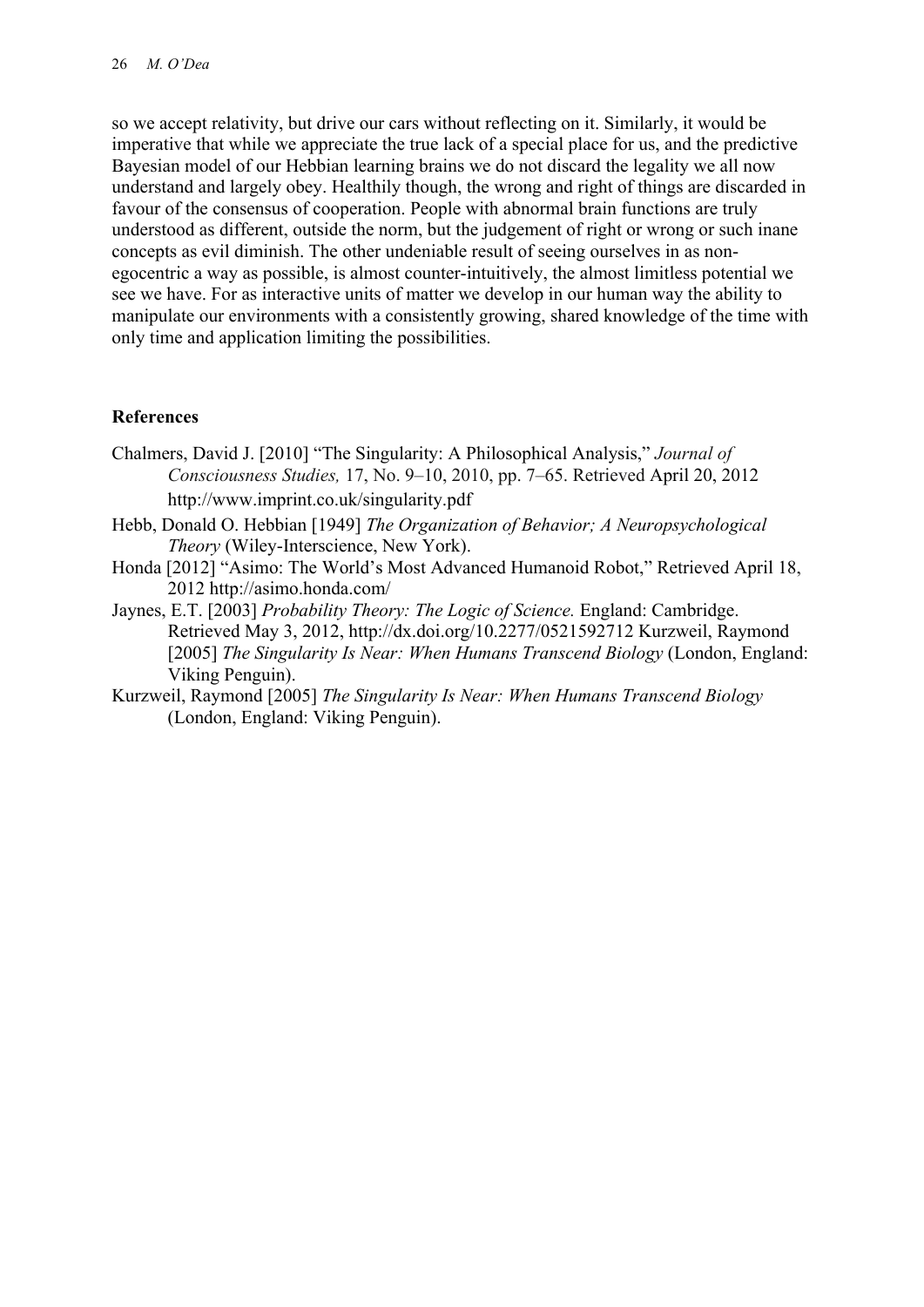so we accept relativity, but drive our cars without reflecting on it. Similarly, it would be imperative that while we appreciate the true lack of a special place for us, and the predictive Bayesian model of our Hebbian learning brains we do not discard the legality we all now understand and largely obey. Healthily though, the wrong and right of things are discarded in favour of the consensus of cooperation. People with abnormal brain functions are truly understood as different, outside the norm, but the judgement of right or wrong or such inane concepts as evil diminish. The other undeniable result of seeing ourselves in as non-egocentric a way as possible, is almost counter-intuitively, the almost limitless potential we see we have. For as interactive units of matter we develop in our human way the ability to manipulate our environments with a consistently growing, shared knowledge of the time with only time and application limiting the possibilities.

## References

Chalmers, David J. [2010] "The Singularity: A Philosophical Analysis," *Journal of Consciousness Studies,* 17, No. 9–10, 2010, pp. 7–65. Retrieved April 20, 2012 http://www.imprint.co.uk/singularity.pdf

Hebb, Donald O. Hebbian [1949] *The Organization of Behavior; A Neuropsychological Theory* (Wiley-Interscience, New York).

Honda [2012] "Asimo: The World's Most Advanced Humanoid Robot," Retrieved April 18, 2012 http://asimo.honda.com/

Jaynes, E.T. [2003] *Probability Theory: The Logic of Science.* England: Cambridge. Retrieved May 3, 2012, http://dx.doi.org/10.2277/0521592712 Kurzweil, Raymond [2005] *The Singularity Is Near: When Humans Transcend Biology* (London, England: Viking Penguin).

Kurzweil, Raymond [2005] *The Singularity Is Near: When Humans Transcend Biology* (London, England: Viking Penguin).